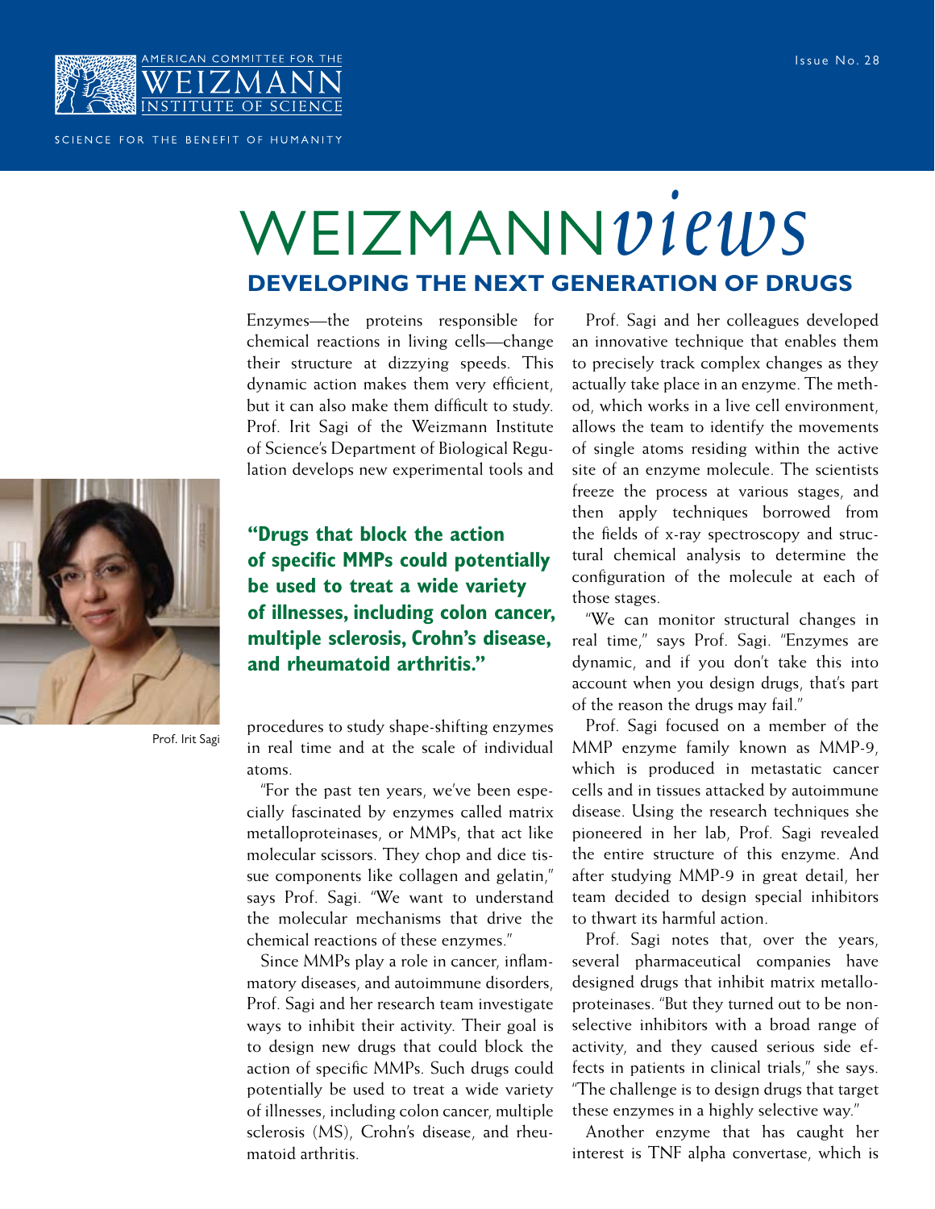AMERICAN COMMITTEE FOR THE WEIZMANN INSTITUTE OF SCIENCE

SCIENCE FOR THE BENEFIT OF HUMANITY

Issue No. 28

# WEIZMANN*views*

## DEVELOPING THE NEXT GENERATION OF DRUGS

Enzymes—the proteins responsible for chemical reactions in living cells—change their structure at dizzying speeds. This dynamic action makes them very efficient, but it can also make them difficult to study. Prof. Irit Sagi of the Weizmann Institute of Science's Department of Biological Regulation develops new experimental tools and procedures to study shape-shifting enzymes in real time and at the scale of individual atoms.

Prof. Irit Sagi

**"Drugs that block the action of specific MMPs could potentially be used to treat a wide variety of illnesses, including colon cancer, multiple sclerosis, Crohn's disease, and rheumatoid arthritis."**

"For the past ten years, we've been especially fascinated by enzymes called matrix metalloproteinases, or MMPs, that act like molecular scissors. They chop and dice tissue components like collagen and gelatin," says Prof. Sagi. "We want to understand the molecular mechanisms that drive the chemical reactions of these enzymes."

Since MMPs play a role in cancer, inflammatory diseases, and autoimmune disorders, Prof. Sagi and her research team investigate ways to inhibit their activity. Their goal is to design new drugs that could block the action of specific MMPs. Such drugs could potentially be used to treat a wide variety of illnesses, including colon cancer, multiple sclerosis (MS), Crohn's disease, and rheumatoid arthritis.

Prof. Sagi and her colleagues developed an innovative technique that enables them to precisely track complex changes as they actually take place in an enzyme. The method, which works in a live cell environment, allows the team to identify the movements of single atoms residing within the active site of an enzyme molecule. The scientists freeze the process at various stages, and then apply techniques borrowed from the fields of x-ray spectroscopy and structural chemical analysis to determine the configuration of the molecule at each of those stages.

"We can monitor structural changes in real time," says Prof. Sagi. "Enzymes are dynamic, and if you don't take this into account when you design drugs, that's part of the reason the drugs may fail."

Prof. Sagi focused on a member of the MMP enzyme family known as MMP-9, which is produced in metastatic cancer cells and in tissues attacked by autoimmune disease. Using the research techniques she pioneered in her lab, Prof. Sagi revealed the entire structure of this enzyme. And after studying MMP-9 in great detail, her team decided to design special inhibitors to thwart its harmful action.

Prof. Sagi notes that, over the years, several pharmaceutical companies have designed drugs that inhibit matrix metalloproteinases. "But they turned out to be nonselective inhibitors with a broad range of activity, and they caused serious side effects in patients in clinical trials," she says. "The challenge is to design drugs that target these enzymes in a highly selective way."

Another enzyme that has caught her interest is TNF alpha convertase, which is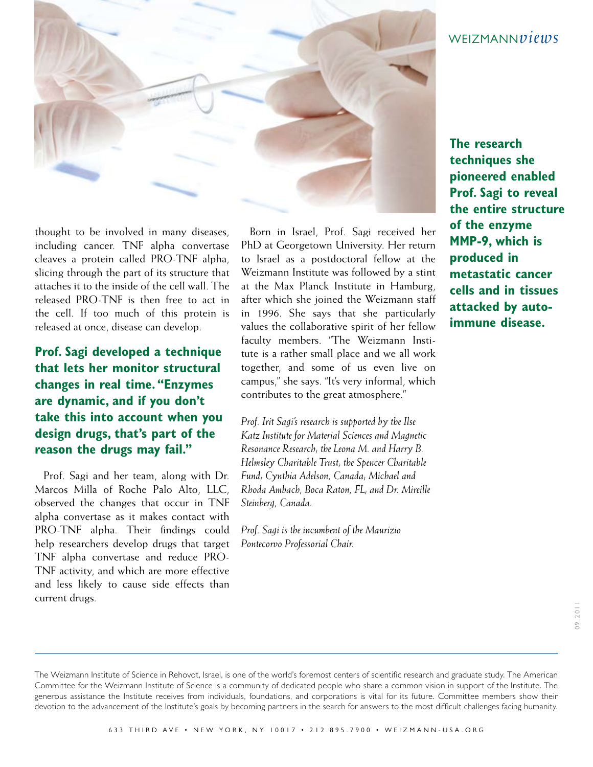thought to be involved in many diseases, including cancer. TNF alpha convertase cleaves a protein called PRO-TNF alpha, slicing through the part of its structure that attaches it to the inside of the cell wall. The released PRO-TNF is then free to act in the cell. If too much of this protein is released at once, disease can develop.

**Prof. Sagi developed a technique that lets her monitor structural changes in real time. "Enzymes are dynamic, and if you don't take this into account when you design drugs, that's part of the reason the drugs may fail."**

Prof. Sagi and her team, along with Dr. Marcos Milla of Roche Palo Alto, LLC, observed the changes that occur in TNF alpha convertase as it makes contact with PRO-TNF alpha. Their findings could help researchers develop drugs that target TNF alpha convertase and reduce PRO-TNF activity, and which are more effective and less likely to cause side effects than current drugs.

Born in Israel, Prof. Sagi received her PhD at Georgetown University. Her return to Israel as a postdoctoral fellow at the Weizmann Institute was followed by a stint at the Max Planck Institute in Hamburg, after which she joined the Weizmann staff in 1996. She says that she particularly values the collaborative spirit of her fellow faculty members. "The Weizmann Institute is a rather small place and we all work together, and some of us even live on campus," she says. "It's very informal, which contributes to the great atmosphere."

*Prof. Irit Sagi's research is supported by the Ilse Katz Institute for Material Sciences and Magnetic Resonance Research; the Leona M. and Harry B. Helmsley Charitable Trust; the Spencer Charitable Fund; Cynthia Adelson, Canada; Michael and Rhoda Ambach, Boca Raton, FL; and Dr. Mireille Steinberg, Canada.*

*Prof. Sagi is the incumbent of the Maurizio Pontecorvo Professorial Chair.*

**The research techniques she pioneered enabled Prof. Sagi to reveal the entire structure of the enzyme MMP-9, which is produced in metastatic cancer cells and in tissues attacked by autoimmune disease.**

The Weizmann Institute of Science in Rehovot, Israel, is one of the world's foremost centers of scientific research and graduate study. The American Committee for the Weizmann Institute of Science is a community of dedicated people who share a common vision in support of the Institute. The generous assistance the Institute receives from individuals, foundations, and corporations is vital for its future. Committee members show their devotion to the advancement of the Institute's goals by becoming partners in the search for answers to the most difficult challenges facing humanity.

633 THIRD AVE • NEW YORK, NY 10017 • 212.895.7900 • WEIZMANN-USA.ORG